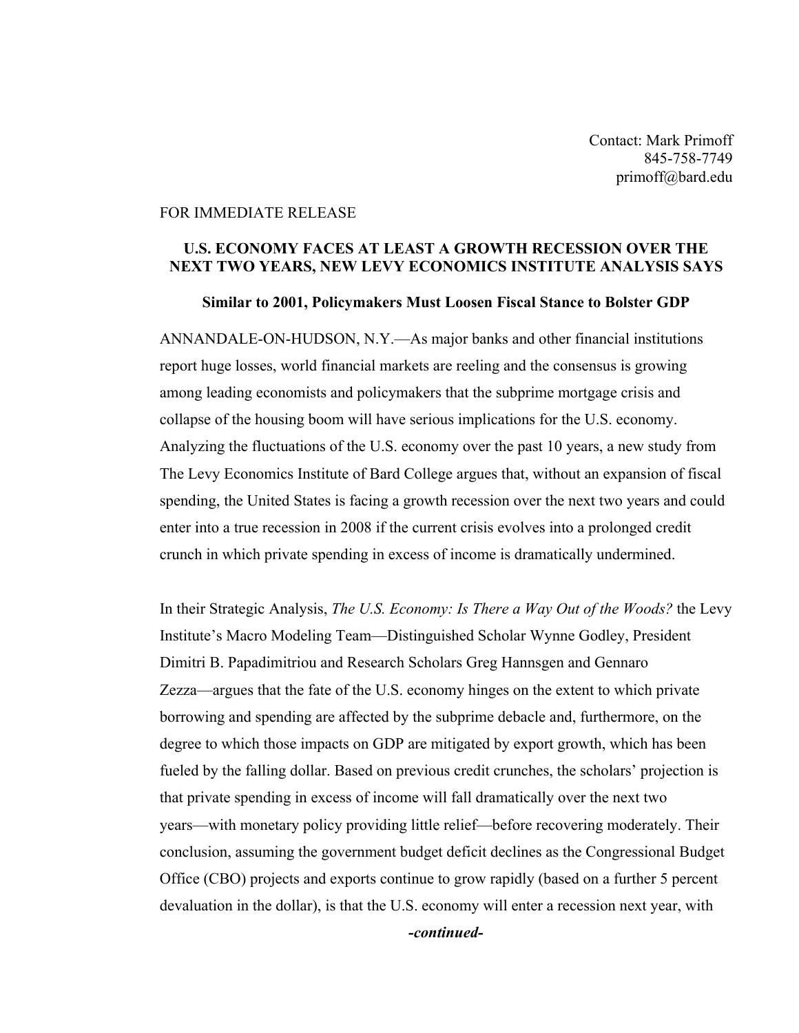Contact: Mark Primoff
845-758-7749
primoff@bard.edu

FOR IMMEDIATE RELEASE

## U.S. ECONOMY FACES AT LEAST A GROWTH RECESSION OVER THE NEXT TWO YEARS, NEW LEVY ECONOMICS INSTITUTE ANALYSIS SAYS

### Similar to 2001, Policymakers Must Loosen Fiscal Stance to Bolster GDP

ANNANDALE-ON-HUDSON, N.Y.—As major banks and other financial institutions report huge losses, world financial markets are reeling and the consensus is growing among leading economists and policymakers that the subprime mortgage crisis and collapse of the housing boom will have serious implications for the U.S. economy. Analyzing the fluctuations of the U.S. economy over the past 10 years, a new study from The Levy Economics Institute of Bard College argues that, without an expansion of fiscal spending, the United States is facing a growth recession over the next two years and could enter into a true recession in 2008 if the current crisis evolves into a prolonged credit crunch in which private spending in excess of income is dramatically undermined.

In their Strategic Analysis, *The U.S. Economy: Is There a Way Out of the Woods?* the Levy Institute's Macro Modeling Team—Distinguished Scholar Wynne Godley, President Dimitri B. Papadimitriou and Research Scholars Greg Hannsgen and Gennaro Zezza—argues that the fate of the U.S. economy hinges on the extent to which private borrowing and spending are affected by the subprime debacle and, furthermore, on the degree to which those impacts on GDP are mitigated by export growth, which has been fueled by the falling dollar. Based on previous credit crunches, the scholars' projection is that private spending in excess of income will fall dramatically over the next two years—with monetary policy providing little relief—before recovering moderately. Their conclusion, assuming the government budget deficit declines as the Congressional Budget Office (CBO) projects and exports continue to grow rapidly (based on a further 5 percent devaluation in the dollar), is that the U.S. economy will enter a recession next year, with

*-continued-*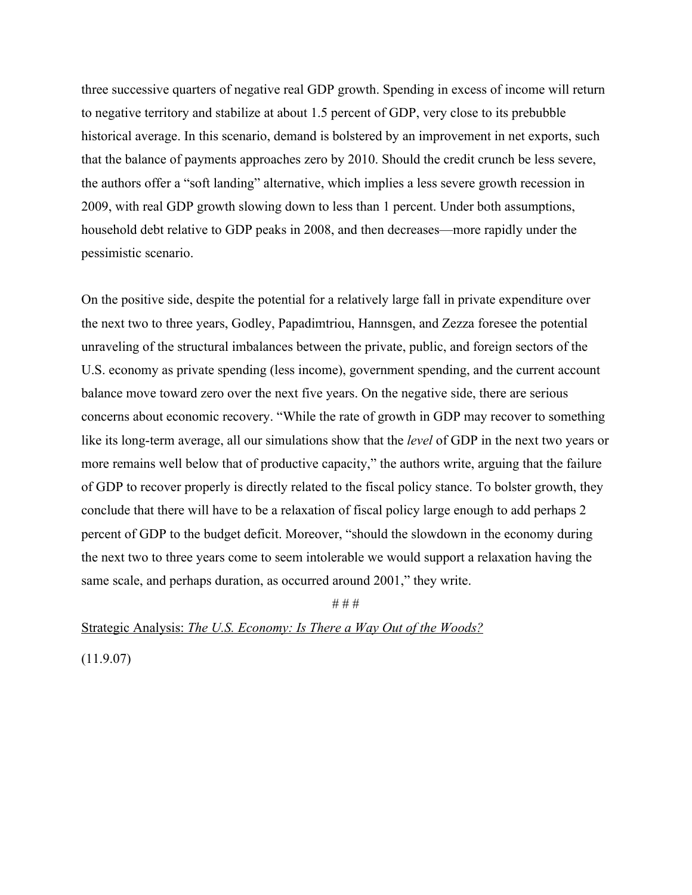three successive quarters of negative real GDP growth. Spending in excess of income will return to negative territory and stabilize at about 1.5 percent of GDP, very close to its prebubble historical average. In this scenario, demand is bolstered by an improvement in net exports, such that the balance of payments approaches zero by 2010. Should the credit crunch be less severe, the authors offer a "soft landing" alternative, which implies a less severe growth recession in 2009, with real GDP growth slowing down to less than 1 percent. Under both assumptions, household debt relative to GDP peaks in 2008, and then decreases—more rapidly under the pessimistic scenario.

On the positive side, despite the potential for a relatively large fall in private expenditure over the next two to three years, Godley, Papadimtriou, Hannsgen, and Zezza foresee the potential unraveling of the structural imbalances between the private, public, and foreign sectors of the U.S. economy as private spending (less income), government spending, and the current account balance move toward zero over the next five years. On the negative side, there are serious concerns about economic recovery. "While the rate of growth in GDP may recover to something like its long-term average, all our simulations show that the *level* of GDP in the next two years or more remains well below that of productive capacity," the authors write, arguing that the failure of GDP to recover properly is directly related to the fiscal policy stance. To bolster growth, they conclude that there will have to be a relaxation of fiscal policy large enough to add perhaps 2 percent of GDP to the budget deficit. Moreover, "should the slowdown in the economy during the next two to three years come to seem intolerable we would support a relaxation having the same scale, and perhaps duration, as occurred around 2001," they write.

# # #

Strategic Analysis: *The U.S. Economy: Is There a Way Out of the Woods?*

(11.9.07)